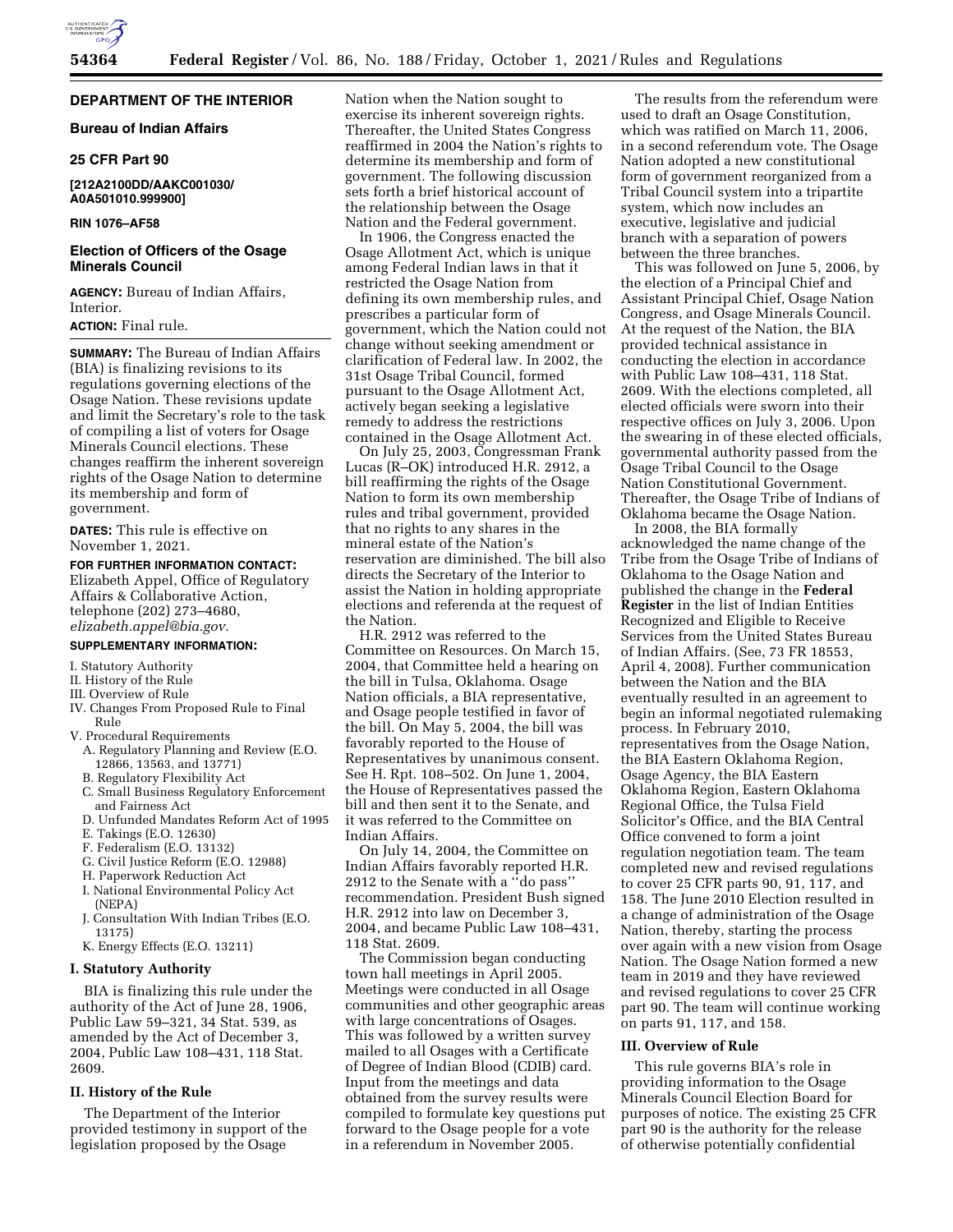# DEPARTMENT OF THE INTERIOR

## Bureau of Indian Affairs

## 25 CFR Part 90

**[212A2100DD/AAKC001030/ A0A501010.999900]**

**RIN 1076–AF58**

## Election of Officers of the Osage Minerals Council

**AGENCY:** Bureau of Indian Affairs, Interior.

**ACTION:** Final rule.

**SUMMARY:** The Bureau of Indian Affairs (BIA) is finalizing revisions to its regulations governing elections of the Osage Nation. These revisions update and limit the Secretary's role to the task of compiling a list of voters for Osage Minerals Council elections. These changes reaffirm the inherent sovereign rights of the Osage Nation to determine its membership and form of government.

**DATES:** This rule is effective on November 1, 2021.

**FOR FURTHER INFORMATION CONTACT:** Elizabeth Appel, Office of Regulatory Affairs & Collaborative Action, telephone (202) 273–4680, *elizabeth.appel@bia.gov.*

**SUPPLEMENTARY INFORMATION:**

I. Statutory Authority
II. History of the Rule
III. Overview of Rule
IV. Changes From Proposed Rule to Final Rule
V. Procedural Requirements
- A. Regulatory Planning and Review (E.O. 12866, 13563, and 13771)
- B. Regulatory Flexibility Act
- C. Small Business Regulatory Enforcement and Fairness Act
- D. Unfunded Mandates Reform Act of 1995
- E. Takings (E.O. 12630)
- F. Federalism (E.O. 13132)
- G. Civil Justice Reform (E.O. 12988)
- H. Paperwork Reduction Act
- I. National Environmental Policy Act (NEPA)
- J. Consultation With Indian Tribes (E.O. 13175)
- K. Energy Effects (E.O. 13211)

## I. Statutory Authority

BIA is finalizing this rule under the authority of the Act of June 28, 1906, Public Law 59–321, 34 Stat. 539, as amended by the Act of December 3, 2004, Public Law 108–431, 118 Stat. 2609.

## II. History of the Rule

The Department of the Interior provided testimony in support of the legislation proposed by the Osage Nation when the Nation sought to exercise its inherent sovereign rights. Thereafter, the United States Congress reaffirmed in 2004 the Nation's rights to determine its membership and form of government. The following discussion sets forth a brief historical account of the relationship between the Osage Nation and the Federal government.

In 1906, the Congress enacted the Osage Allotment Act, which is unique among Federal Indian laws in that it restricted the Osage Nation from defining its own membership rules, and prescribes a particular form of government, which the Nation could not change without seeking amendment or clarification of Federal law. In 2002, the 31st Osage Tribal Council, formed pursuant to the Osage Allotment Act, actively began seeking a legislative remedy to address the restrictions contained in the Osage Allotment Act.

On July 25, 2003, Congressman Frank Lucas (R–OK) introduced H.R. 2912, a bill reaffirming the rights of the Osage Nation to form its own membership rules and tribal government, provided that no rights to any shares in the mineral estate of the Nation's reservation are diminished. The bill also directs the Secretary of the Interior to assist the Nation in holding appropriate elections and referenda at the request of the Nation.

H.R. 2912 was referred to the Committee on Resources. On March 15, 2004, that Committee held a hearing on the bill in Tulsa, Oklahoma. Osage Nation officials, a BIA representative, and Osage people testified in favor of the bill. On May 5, 2004, the bill was favorably reported to the House of Representatives by unanimous consent. See H. Rpt. 108–502. On June 1, 2004, the House of Representatives passed the bill and then sent it to the Senate, and it was referred to the Committee on Indian Affairs.

On July 14, 2004, the Committee on Indian Affairs favorably reported H.R. 2912 to the Senate with a "do pass" recommendation. President Bush signed H.R. 2912 into law on December 3, 2004, and became Public Law 108–431, 118 Stat. 2609.

The Commission began conducting town hall meetings in April 2005. Meetings were conducted in all Osage communities and other geographic areas with large concentrations of Osages. This was followed by a written survey mailed to all Osages with a Certificate of Degree of Indian Blood (CDIB) card. Input from the meetings and data obtained from the survey results were compiled to formulate key questions put forward to the Osage people for a vote in a referendum in November 2005.

The results from the referendum were used to draft an Osage Constitution, which was ratified on March 11, 2006, in a second referendum vote. The Osage Nation adopted a new constitutional form of government reorganized from a Tribal Council system into a tripartite system, which now includes an executive, legislative and judicial branch with a separation of powers between the three branches.

This was followed on June 5, 2006, by the election of a Principal Chief and Assistant Principal Chief, Osage Nation Congress, and Osage Minerals Council. At the request of the Nation, the BIA provided technical assistance in conducting the election in accordance with Public Law 108–431, 118 Stat. 2609. With the elections completed, all elected officials were sworn into their respective offices on July 3, 2006. Upon the swearing in of these elected officials, governmental authority passed from the Osage Tribal Council to the Osage Nation Constitutional Government. Thereafter, the Osage Tribe of Indians of Oklahoma became the Osage Nation.

In 2008, the BIA formally acknowledged the name change of the Tribe from the Osage Tribe of Indians of Oklahoma to the Osage Nation and published the change in the **Federal Register** in the list of Indian Entities Recognized and Eligible to Receive Services from the United States Bureau of Indian Affairs. (See, 73 FR 18553, April 4, 2008). Further communication between the Nation and the BIA eventually resulted in an agreement to begin an informal negotiated rulemaking process. In February 2010, representatives from the Osage Nation, the BIA Eastern Oklahoma Region, Osage Agency, the BIA Eastern Oklahoma Region, Eastern Oklahoma Regional Office, the Tulsa Field Solicitor's Office, and the BIA Central Office convened to form a joint regulation negotiation team. The team completed new and revised regulations to cover 25 CFR parts 90, 91, 117, and 158. The June 2010 Election resulted in a change of administration of the Osage Nation, thereby, starting the process over again with a new vision from Osage Nation. The Osage Nation formed a new team in 2019 and they have reviewed and revised regulations to cover 25 CFR part 90. The team will continue working on parts 91, 117, and 158.

## III. Overview of Rule

This rule governs BIA's role in providing information to the Osage Minerals Council Election Board for purposes of notice. The existing 25 CFR part 90 is the authority for the release of otherwise potentially confidential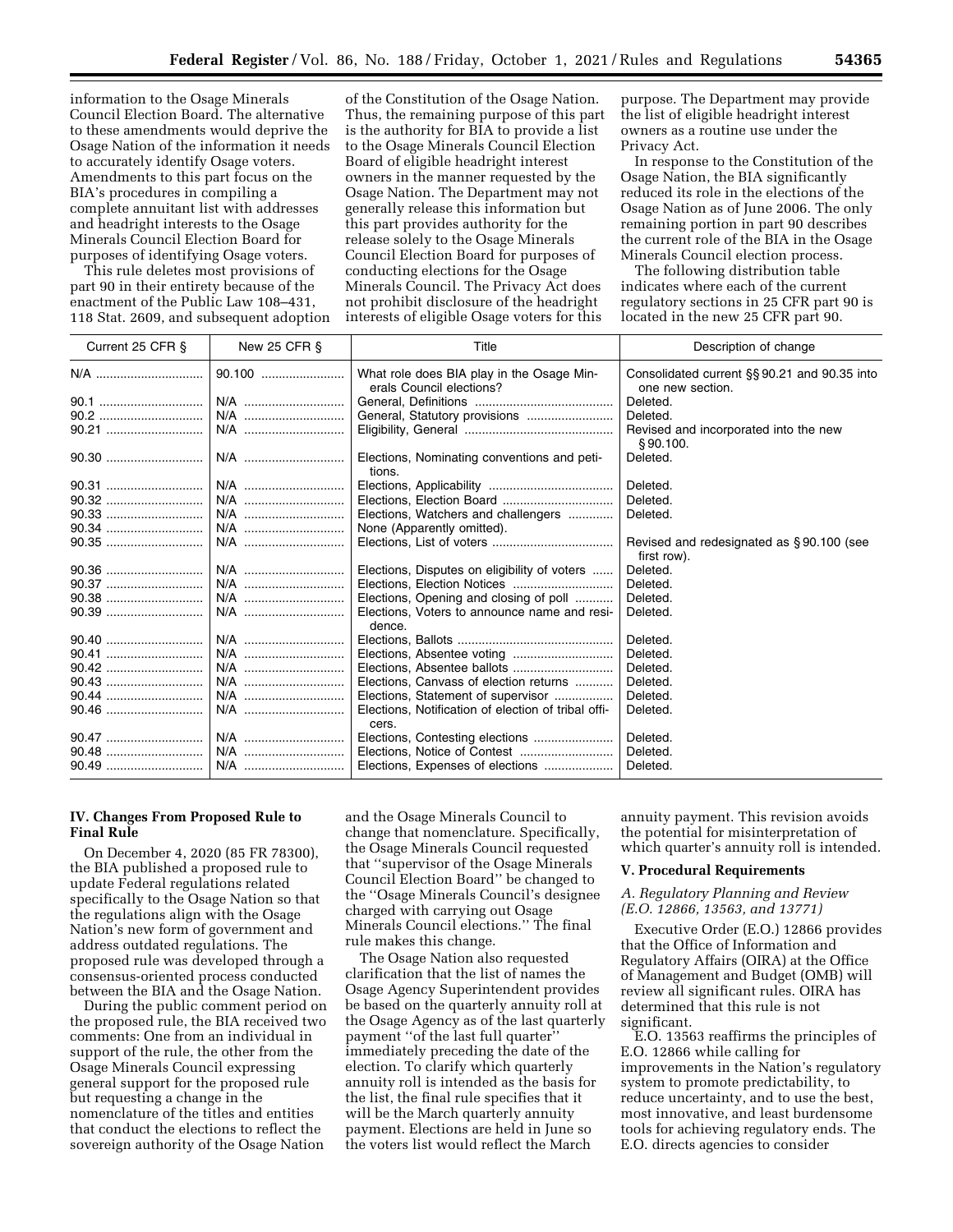information to the Osage Minerals Council Election Board. The alternative to these amendments would deprive the Osage Nation of the information it needs to accurately identify Osage voters. Amendments to this part focus on the BIA's procedures in compiling a complete annuitant list with addresses and headright interests to the Osage Minerals Council Election Board for purposes of identifying Osage voters.

This rule deletes most provisions of part 90 in their entirety because of the enactment of the Public Law 108–431, 118 Stat. 2609, and subsequent adoption of the Constitution of the Osage Nation. Thus, the remaining purpose of this part is the authority for BIA to provide a list to the Osage Minerals Council Election Board of eligible headright interest owners in the manner requested by the Osage Nation. The Department may not generally release this information but this part provides authority for the release solely to the Osage Minerals Council Election Board for purposes of conducting elections for the Osage Minerals Council. The Privacy Act does not prohibit disclosure of the headright interests of eligible Osage voters for this purpose. The Department may provide the list of eligible headright interest owners as a routine use under the Privacy Act.

In response to the Constitution of the Osage Nation, the BIA significantly reduced its role in the elections of the Osage Nation as of June 2006. The only remaining portion in part 90 describes the current role of the BIA in the Osage Minerals Council election process.

The following distribution table indicates where each of the current regulatory sections in 25 CFR part 90 is located in the new 25 CFR part 90.

| Current 25 CFR § | New 25 CFR § | Title | Description of change |
|---|---|---|---|
| N/A | 90.100 | What role does BIA play in the Osage Minerals Council elections? | Consolidated current §§ 90.21 and 90.35 into one new section. |
| 90.1 | N/A | General, Definitions | Deleted. |
| 90.2 | N/A | General, Statutory provisions | Deleted. |
| 90.21 | N/A | Eligibility, General | Revised and incorporated into the new § 90.100. |
| 90.30 | N/A | Elections, Nominating conventions and petitions. | Deleted. |
| 90.31 | N/A | Elections, Applicability | Deleted. |
| 90.32 | N/A | Elections, Election Board | Deleted. |
| 90.33 | N/A | Elections, Watchers and challengers | Deleted. |
| 90.34 | N/A | None (Apparently omitted). | |
| 90.35 | N/A | Elections, List of voters | Revised and redesignated as § 90.100 (see first row). |
| 90.36 | N/A | Elections, Disputes on eligibility of voters | Deleted. |
| 90.37 | N/A | Elections, Election Notices | Deleted. |
| 90.38 | N/A | Elections, Opening and closing of poll | Deleted. |
| 90.39 | N/A | Elections, Voters to announce name and residence. | Deleted. |
| 90.40 | N/A | Elections, Ballots | Deleted. |
| 90.41 | N/A | Elections, Absentee voting | Deleted. |
| 90.42 | N/A | Elections, Absentee ballots | Deleted. |
| 90.43 | N/A | Elections, Canvass of election returns | Deleted. |
| 90.44 | N/A | Elections, Statement of supervisor | Deleted. |
| 90.46 | N/A | Elections, Notification of election of tribal officers. | Deleted. |
| 90.47 | N/A | Elections, Contesting elections | Deleted. |
| 90.48 | N/A | Elections, Notice of Contest | Deleted. |
| 90.49 | N/A | Elections, Expenses of elections | Deleted. |

## IV. Changes From Proposed Rule to Final Rule

On December 4, 2020 (85 FR 78300), the BIA published a proposed rule to update Federal regulations related specifically to the Osage Nation so that the regulations align with the Osage Nation's new form of government and address outdated regulations. The proposed rule was developed through a consensus-oriented process conducted between the BIA and the Osage Nation.

During the public comment period on the proposed rule, the BIA received two comments: One from an individual in support of the rule, the other from the Osage Minerals Council expressing general support for the proposed rule but requesting a change in the nomenclature of the titles and entities that conduct the elections to reflect the sovereign authority of the Osage Nation and the Osage Minerals Council to change that nomenclature. Specifically, the Osage Minerals Council requested that ''supervisor of the Osage Minerals Council Election Board'' be changed to the ''Osage Minerals Council's designee charged with carrying out Osage Minerals Council elections.'' The final rule makes this change.

The Osage Nation also requested clarification that the list of names the Osage Agency Superintendent provides be based on the quarterly annuity roll at the Osage Agency as of the last quarterly payment ''of the last full quarter'' immediately preceding the date of the election. To clarify which quarterly annuity roll is intended as the basis for the list, the final rule specifies that it will be the March quarterly annuity payment. Elections are held in June so the voters list would reflect the March annuity payment. This revision avoids the potential for misinterpretation of which quarter's annuity roll is intended.

## V. Procedural Requirements

### *A. Regulatory Planning and Review (E.O. 12866, 13563, and 13771)*

Executive Order (E.O.) 12866 provides that the Office of Information and Regulatory Affairs (OIRA) at the Office of Management and Budget (OMB) will review all significant rules. OIRA has determined that this rule is not significant.

E.O. 13563 reaffirms the principles of E.O. 12866 while calling for improvements in the Nation's regulatory system to promote predictability, to reduce uncertainty, and to use the best, most innovative, and least burdensome tools for achieving regulatory ends. The E.O. directs agencies to consider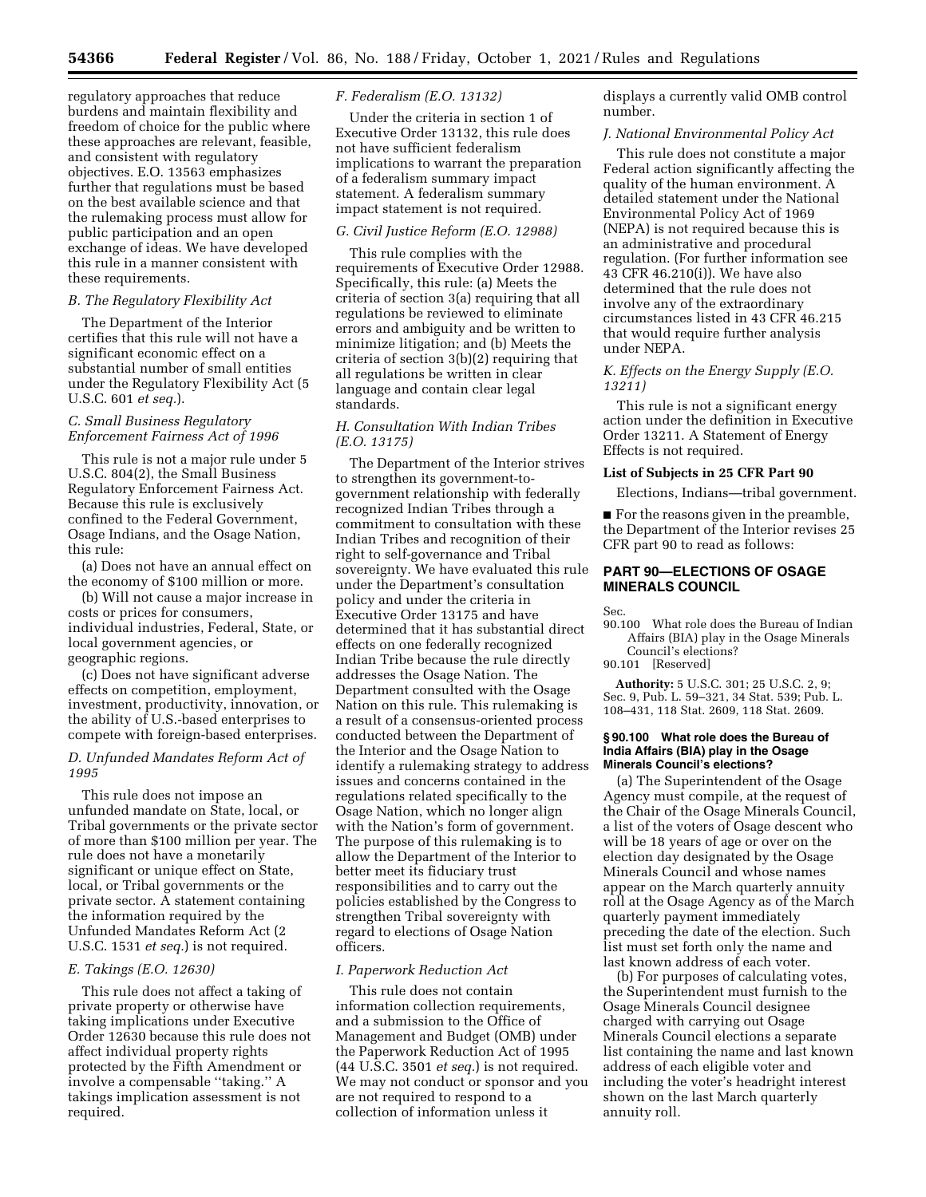regulatory approaches that reduce burdens and maintain flexibility and freedom of choice for the public where these approaches are relevant, feasible, and consistent with regulatory objectives. E.O. 13563 emphasizes further that regulations must be based on the best available science and that the rulemaking process must allow for public participation and an open exchange of ideas. We have developed this rule in a manner consistent with these requirements.

### *B. The Regulatory Flexibility Act*

The Department of the Interior certifies that this rule will not have a significant economic effect on a substantial number of small entities under the Regulatory Flexibility Act (5 U.S.C. 601 *et seq.*).

### *C. Small Business Regulatory Enforcement Fairness Act of 1996*

This rule is not a major rule under 5 U.S.C. 804(2), the Small Business Regulatory Enforcement Fairness Act. Because this rule is exclusively confined to the Federal Government, Osage Indians, and the Osage Nation, this rule:

(a) Does not have an annual effect on the economy of $100 million or more.

(b) Will not cause a major increase in costs or prices for consumers, individual industries, Federal, State, or local government agencies, or geographic regions.

(c) Does not have significant adverse effects on competition, employment, investment, productivity, innovation, or the ability of U.S.-based enterprises to compete with foreign-based enterprises.

### *D. Unfunded Mandates Reform Act of 1995*

This rule does not impose an unfunded mandate on State, local, or Tribal governments or the private sector of more than $100 million per year. The rule does not have a monetarily significant or unique effect on State, local, or Tribal governments or the private sector. A statement containing the information required by the Unfunded Mandates Reform Act (2 U.S.C. 1531 *et seq.*) is not required.

### *E. Takings (E.O. 12630)*

This rule does not affect a taking of private property or otherwise have taking implications under Executive Order 12630 because this rule does not affect individual property rights protected by the Fifth Amendment or involve a compensable ''taking.'' A takings implication assessment is not required.

### *F. Federalism (E.O. 13132)*

Under the criteria in section 1 of Executive Order 13132, this rule does not have sufficient federalism implications to warrant the preparation of a federalism summary impact statement. A federalism summary impact statement is not required.

### *G. Civil Justice Reform (E.O. 12988)*

This rule complies with the requirements of Executive Order 12988. Specifically, this rule: (a) Meets the criteria of section 3(a) requiring that all regulations be reviewed to eliminate errors and ambiguity and be written to minimize litigation; and (b) Meets the criteria of section 3(b)(2) requiring that all regulations be written in clear language and contain clear legal standards.

### *H. Consultation With Indian Tribes (E.O. 13175)*

The Department of the Interior strives to strengthen its government-to-government relationship with federally recognized Indian Tribes through a commitment to consultation with these Indian Tribes and recognition of their right to self-governance and Tribal sovereignty. We have evaluated this rule under the Department's consultation policy and under the criteria in Executive Order 13175 and have determined that it has substantial direct effects on one federally recognized Indian Tribe because the rule directly addresses the Osage Nation. The Department consulted with the Osage Nation on this rule. This rulemaking is a result of a consensus-oriented process conducted between the Department of the Interior and the Osage Nation to identify a rulemaking strategy to address issues and concerns contained in the regulations related specifically to the Osage Nation, which no longer align with the Nation's form of government. The purpose of this rulemaking is to allow the Department of the Interior to better meet its fiduciary trust responsibilities and to carry out the policies established by the Congress to strengthen Tribal sovereignty with regard to elections of Osage Nation officers.

### *I. Paperwork Reduction Act*

This rule does not contain information collection requirements, and a submission to the Office of Management and Budget (OMB) under the Paperwork Reduction Act of 1995 (44 U.S.C. 3501 *et seq.*) is not required. We may not conduct or sponsor and you are not required to respond to a collection of information unless it displays a currently valid OMB control number.

### *J. National Environmental Policy Act*

This rule does not constitute a major Federal action significantly affecting the quality of the human environment. A detailed statement under the National Environmental Policy Act of 1969 (NEPA) is not required because this is an administrative and procedural regulation. (For further information see 43 CFR 46.210(i)). We have also determined that the rule does not involve any of the extraordinary circumstances listed in 43 CFR 46.215 that would require further analysis under NEPA.

### *K. Effects on the Energy Supply (E.O. 13211)*

This rule is not a significant energy action under the definition in Executive Order 13211. A Statement of Energy Effects is not required.

**List of Subjects in 25 CFR Part 90**

Elections, Indians—tribal government.

■ For the reasons given in the preamble, the Department of the Interior revises 25 CFR part 90 to read as follows:

## PART 90—ELECTIONS OF OSAGE MINERALS COUNCIL

Sec.
90.100 What role does the Bureau of Indian Affairs (BIA) play in the Osage Minerals Council's elections?
90.101 [Reserved]

**Authority:** 5 U.S.C. 301; 25 U.S.C. 2, 9; Sec. 9, Pub. L. 59–321, 34 Stat. 539; Pub. L. 108–431, 118 Stat. 2609, 118 Stat. 2609.

#### § 90.100 What role does the Bureau of India Affairs (BIA) play in the Osage Minerals Council's elections?

(a) The Superintendent of the Osage Agency must compile, at the request of the Chair of the Osage Minerals Council, a list of the voters of Osage descent who will be 18 years of age or over on the election day designated by the Osage Minerals Council and whose names appear on the March quarterly annuity roll at the Osage Agency as of the March quarterly payment immediately preceding the date of the election. Such list must set forth only the name and last known address of each voter.

(b) For purposes of calculating votes, the Superintendent must furnish to the Osage Minerals Council designee charged with carrying out Osage Minerals Council elections a separate list containing the name and last known address of each eligible voter and including the voter's headright interest shown on the last March quarterly annuity roll.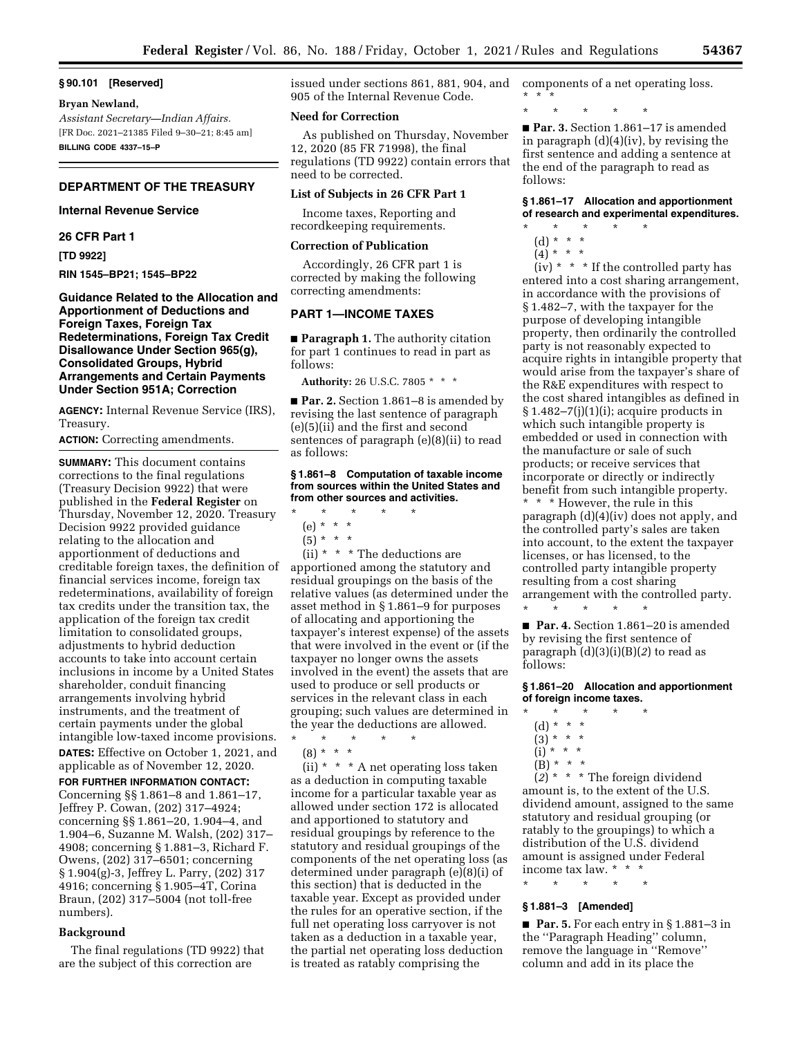**§ 90.101 [Reserved]**

**Bryan Newland,**

*Assistant Secretary—Indian Affairs.*

[FR Doc. 2021–21385 Filed 9–30–21; 8:45 am]

**BILLING CODE 4337–15–P**

## DEPARTMENT OF THE TREASURY

## Internal Revenue Service

## 26 CFR Part 1

**[TD 9922]**

**RIN 1545–BP21; 1545–BP22**

# Guidance Related to the Allocation and Apportionment of Deductions and Foreign Taxes, Foreign Tax Redeterminations, Foreign Tax Credit Disallowance Under Section 965(g), Consolidated Groups, Hybrid Arrangements and Certain Payments Under Section 951A; Correction

**AGENCY:** Internal Revenue Service (IRS), Treasury.

**ACTION:** Correcting amendments.

**SUMMARY:** This document contains corrections to the final regulations (Treasury Decision 9922) that were published in the **Federal Register** on Thursday, November 12, 2020. Treasury Decision 9922 provided guidance relating to the allocation and apportionment of deductions and creditable foreign taxes, the definition of financial services income, foreign tax redeterminations, availability of foreign tax credits under the transition tax, the application of the foreign tax credit limitation to consolidated groups, adjustments to hybrid deduction accounts to take into account certain inclusions in income by a United States shareholder, conduit financing arrangements involving hybrid instruments, and the treatment of certain payments under the global intangible low-taxed income provisions.

**DATES:** Effective on October 1, 2021, and applicable as of November 12, 2020.

**FOR FURTHER INFORMATION CONTACT:** Concerning §§ 1.861–8 and 1.861–17, Jeffrey P. Cowan, (202) 317–4924; concerning §§ 1.861–20, 1.904–4, and 1.904–6, Suzanne M. Walsh, (202) 317–4908; concerning § 1.881–3, Richard F. Owens, (202) 317–6501; concerning § 1.904(g)-3, Jeffrey L. Parry, (202) 317 4916; concerning § 1.905–4T, Corina Braun, (202) 317–5004 (not toll-free numbers).

## Background

The final regulations (TD 9922) that are the subject of this correction are issued under sections 861, 881, 904, and 905 of the Internal Revenue Code.

## Need for Correction

As published on Thursday, November 12, 2020 (85 FR 71998), the final regulations (TD 9922) contain errors that need to be corrected.

## List of Subjects in 26 CFR Part 1

Income taxes, Reporting and recordkeeping requirements.

## Correction of Publication

Accordingly, 26 CFR part 1 is corrected by making the following correcting amendments:

## PART 1—INCOME TAXES

■ **Paragraph 1.** The authority citation for part 1 continues to read in part as follows:

**Authority:** 26 U.S.C. 7805 * * *

■ **Par. 2.** Section 1.861–8 is amended by revising the last sentence of paragraph (e)(5)(ii) and the first and second sentences of paragraph (e)(8)(ii) to read as follows:

### § 1.861–8 Computation of taxable income from sources within the United States and from other sources and activities.

\* \* \* \* \*

(e) * * *

(5) * * *

(ii) * * * The deductions are apportioned among the statutory and residual groupings on the basis of the relative values (as determined under the asset method in § 1.861–9 for purposes of allocating and apportioning the taxpayer's interest expense) of the assets that were involved in the event or (if the taxpayer no longer owns the assets involved in the event) the assets that are used to produce or sell products or services in the relevant class in each grouping; such values are determined in the year the deductions are allowed.

\* \* \* \* \*

(8) * * *

(ii) * * * A net operating loss taken as a deduction in computing taxable income for a particular taxable year as allowed under section 172 is allocated and apportioned to statutory and residual groupings by reference to the statutory and residual groupings of the components of the net operating loss (as determined under paragraph (e)(8)(i) of this section) that is deducted in the taxable year. Except as provided under the rules for an operative section, if the full net operating loss carryover is not taken as a deduction in a taxable year, the partial net operating loss deduction is treated as ratably comprising the components of a net operating loss. * * *

\* \* \* \* \*

■ **Par. 3.** Section 1.861–17 is amended in paragraph (d)(4)(iv), by revising the first sentence and adding a sentence at the end of the paragraph to read as follows:

### § 1.861–17 Allocation and apportionment of research and experimental expenditures.

\* \* \* \* \*

(d) * * *

(4) * * *

(iv) * * * If the controlled party has entered into a cost sharing arrangement, in accordance with the provisions of § 1.482–7, with the taxpayer for the purpose of developing intangible property, then ordinarily the controlled party is not reasonably expected to acquire rights in intangible property that would arise from the taxpayer's share of the R&E expenditures with respect to the cost shared intangibles as defined in § 1.482–7(j)(1)(i); acquire products in which such intangible property is embedded or used in connection with the manufacture or sale of such products; or receive services that incorporate or directly or indirectly benefit from such intangible property. * * * However, the rule in this paragraph (d)(4)(iv) does not apply, and the controlled party's sales are taken into account, to the extent the taxpayer licenses, or has licensed, to the controlled party intangible property resulting from a cost sharing arrangement with the controlled party.

\* \* \* \* \*

■ **Par. 4.** Section 1.861–20 is amended by revising the first sentence of paragraph (d)(3)(i)(B)(*2*) to read as follows:

### § 1.861–20 Allocation and apportionment of foreign income taxes.

\* \* \* \* \*

(d) * * *

(3) * * *

(i) * * *

(B) * * *

(*2*) * * * The foreign dividend amount is, to the extent of the U.S. dividend amount, assigned to the same statutory and residual grouping (or ratably to the groupings) to which a distribution of the U.S. dividend amount is assigned under Federal income tax law. * * *

\* \* \* \* \*

### § 1.881–3 [Amended]

■ **Par. 5.** For each entry in § 1.881–3 in the "Paragraph Heading" column, remove the language in "Remove" column and add in its place the